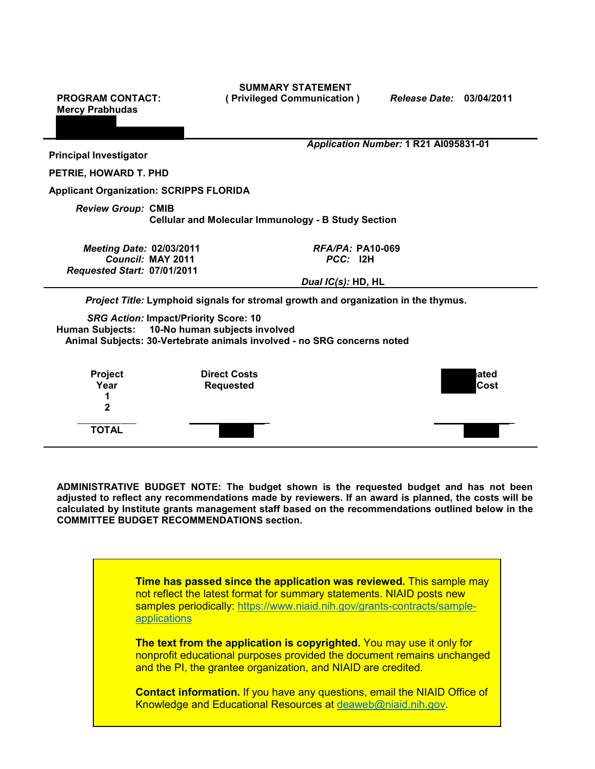**SUMMARY STATEMENT**
**( Privileged Communication )**

**PROGRAM CONTACT:**
**Mercy Prabhudas**

*Release Date:* **03/04/2011**

*Application Number:* **1 R21 AI095831-01**

**Principal Investigator**

**PETRIE, HOWARD T. PHD**

**Applicant Organization: SCRIPPS FLORIDA**

*Review Group:* **CMIB**
**Cellular and Molecular Immunology - B Study Section**

*Meeting Date:* **02/03/2011**
*Council:* **MAY 2011**
*Requested Start:* **07/01/2011**

*RFA/PA:* **PA10-069**
*PCC:* **I2H**

*Dual IC(s):* **HD, HL**

*Project Title:* **Lymphoid signals for stromal growth and organization in the thymus.**

*SRG Action:* **Impact/Priority Score: 10**
**Human Subjects: 10-No human subjects involved**
**Animal Subjects: 30-Vertebrate animals involved - no SRG concerns noted**

| Project Year | Direct Costs Requested | ated Cost |
| --- | --- | --- |
| 1 | | |
| 2 | | |
| TOTAL | | |

**ADMINISTRATIVE BUDGET NOTE: The budget shown is the requested budget and has not been adjusted to reflect any recommendations made by reviewers. If an award is planned, the costs will be calculated by Institute grants management staff based on the recommendations outlined below in the COMMITTEE BUDGET RECOMMENDATIONS section.**

**Time has passed since the application was reviewed.** This sample may not reflect the latest format for summary statements. NIAID posts new samples periodically: https://www.niaid.nih.gov/grants-contracts/sample-applications

**The text from the application is copyrighted.** You may use it only for nonprofit educational purposes provided the document remains unchanged and the PI, the grantee organization, and NIAID are credited.

**Contact information.** If you have any questions, email the NIAID Office of Knowledge and Educational Resources at deaweb@niaid.nih.gov.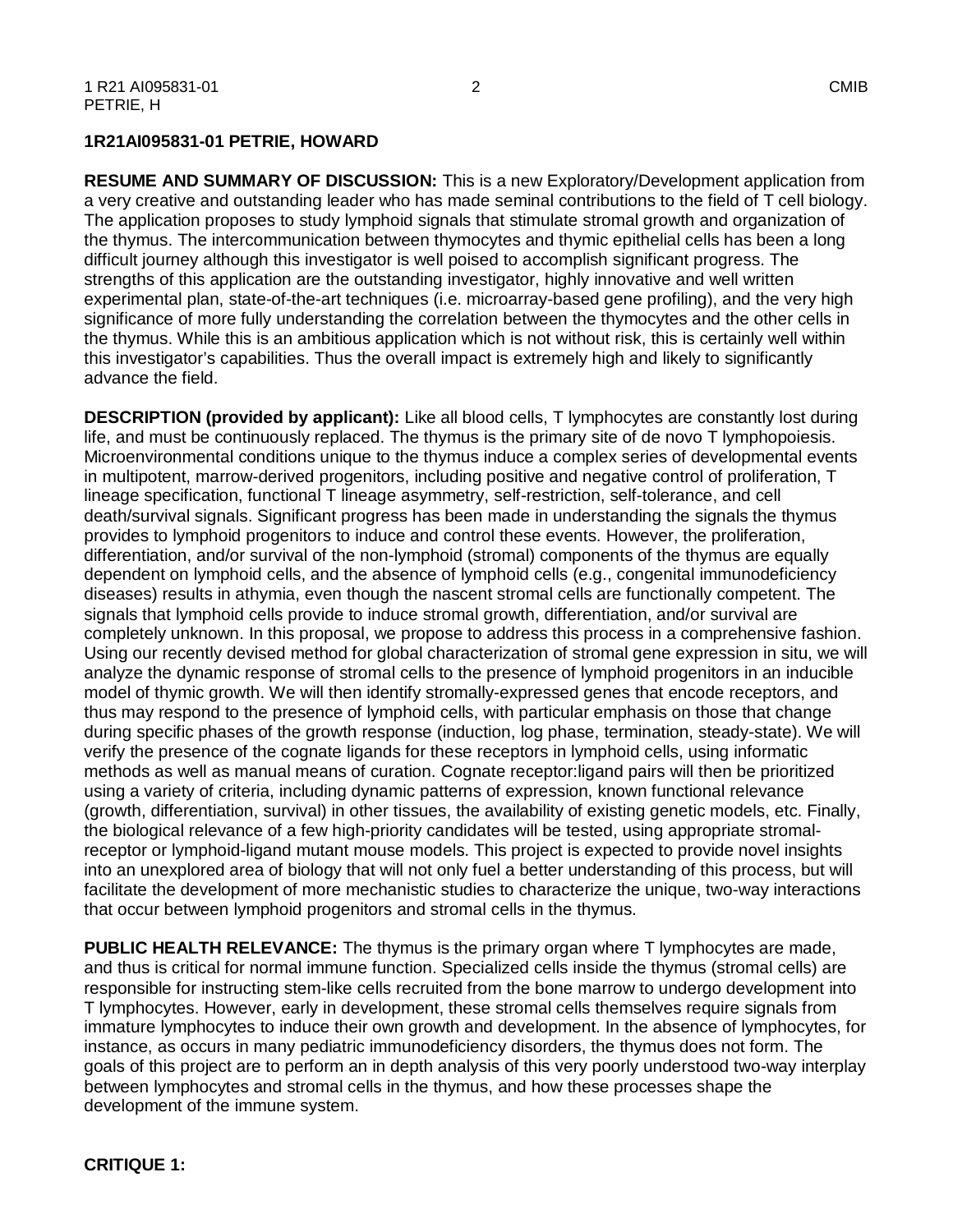**1R21AI095831-01 PETRIE, HOWARD**

**RESUME AND SUMMARY OF DISCUSSION:** This is a new Exploratory/Development application from a very creative and outstanding leader who has made seminal contributions to the field of T cell biology. The application proposes to study lymphoid signals that stimulate stromal growth and organization of the thymus. The intercommunication between thymocytes and thymic epithelial cells has been a long difficult journey although this investigator is well poised to accomplish significant progress. The strengths of this application are the outstanding investigator, highly innovative and well written experimental plan, state-of-the-art techniques (i.e. microarray-based gene profiling), and the very high significance of more fully understanding the correlation between the thymocytes and the other cells in the thymus. While this is an ambitious application which is not without risk, this is certainly well within this investigator's capabilities. Thus the overall impact is extremely high and likely to significantly advance the field.

**DESCRIPTION (provided by applicant):** Like all blood cells, T lymphocytes are constantly lost during life, and must be continuously replaced. The thymus is the primary site of de novo T lymphopoiesis. Microenvironmental conditions unique to the thymus induce a complex series of developmental events in multipotent, marrow-derived progenitors, including positive and negative control of proliferation, T lineage specification, functional T lineage asymmetry, self-restriction, self-tolerance, and cell death/survival signals. Significant progress has been made in understanding the signals the thymus provides to lymphoid progenitors to induce and control these events. However, the proliferation, differentiation, and/or survival of the non-lymphoid (stromal) components of the thymus are equally dependent on lymphoid cells, and the absence of lymphoid cells (e.g., congenital immunodeficiency diseases) results in athymia, even though the nascent stromal cells are functionally competent. The signals that lymphoid cells provide to induce stromal growth, differentiation, and/or survival are completely unknown. In this proposal, we propose to address this process in a comprehensive fashion. Using our recently devised method for global characterization of stromal gene expression in situ, we will analyze the dynamic response of stromal cells to the presence of lymphoid progenitors in an inducible model of thymic growth. We will then identify stromally-expressed genes that encode receptors, and thus may respond to the presence of lymphoid cells, with particular emphasis on those that change during specific phases of the growth response (induction, log phase, termination, steady-state). We will verify the presence of the cognate ligands for these receptors in lymphoid cells, using informatic methods as well as manual means of curation. Cognate receptor:ligand pairs will then be prioritized using a variety of criteria, including dynamic patterns of expression, known functional relevance (growth, differentiation, survival) in other tissues, the availability of existing genetic models, etc. Finally, the biological relevance of a few high-priority candidates will be tested, using appropriate stromal-receptor or lymphoid-ligand mutant mouse models. This project is expected to provide novel insights into an unexplored area of biology that will not only fuel a better understanding of this process, but will facilitate the development of more mechanistic studies to characterize the unique, two-way interactions that occur between lymphoid progenitors and stromal cells in the thymus.

**PUBLIC HEALTH RELEVANCE:** The thymus is the primary organ where T lymphocytes are made, and thus is critical for normal immune function. Specialized cells inside the thymus (stromal cells) are responsible for instructing stem-like cells recruited from the bone marrow to undergo development into T lymphocytes. However, early in development, these stromal cells themselves require signals from immature lymphocytes to induce their own growth and development. In the absence of lymphocytes, for instance, as occurs in many pediatric immunodeficiency disorders, the thymus does not form. The goals of this project are to perform an in depth analysis of this very poorly understood two-way interplay between lymphocytes and stromal cells in the thymus, and how these processes shape the development of the immune system.

**CRITIQUE 1:**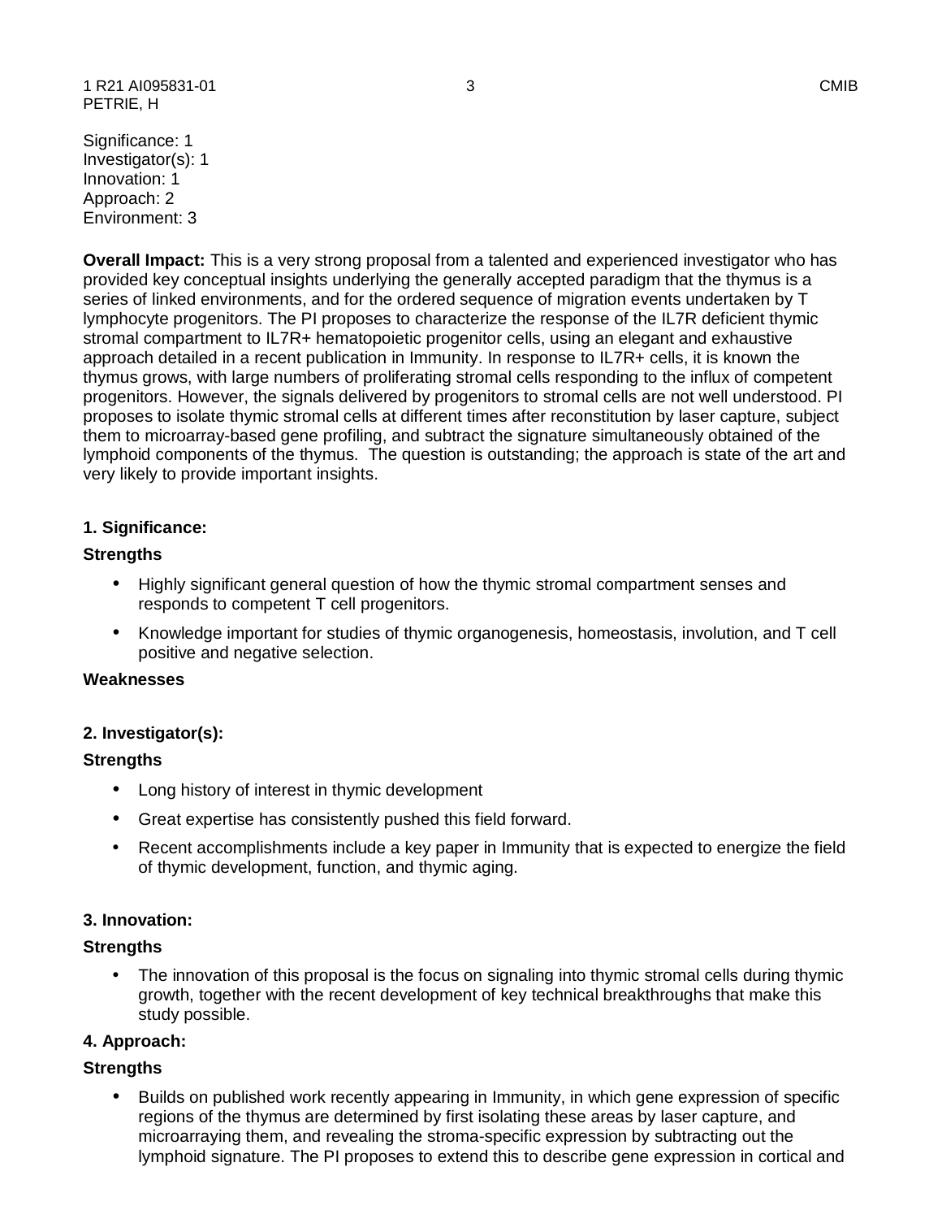Significance: 1
Investigator(s): 1
Innovation: 1
Approach: 2
Environment: 3

**Overall Impact:** This is a very strong proposal from a talented and experienced investigator who has provided key conceptual insights underlying the generally accepted paradigm that the thymus is a series of linked environments, and for the ordered sequence of migration events undertaken by T lymphocyte progenitors. The PI proposes to characterize the response of the IL7R deficient thymic stromal compartment to IL7R+ hematopoietic progenitor cells, using an elegant and exhaustive approach detailed in a recent publication in Immunity. In response to IL7R+ cells, it is known the thymus grows, with large numbers of proliferating stromal cells responding to the influx of competent progenitors. However, the signals delivered by progenitors to stromal cells are not well understood. PI proposes to isolate thymic stromal cells at different times after reconstitution by laser capture, subject them to microarray-based gene profiling, and subtract the signature simultaneously obtained of the lymphoid components of the thymus. The question is outstanding; the approach is state of the art and very likely to provide important insights.

**1. Significance:**

**Strengths**

- Highly significant general question of how the thymic stromal compartment senses and responds to competent T cell progenitors.
- Knowledge important for studies of thymic organogenesis, homeostasis, involution, and T cell positive and negative selection.

**Weaknesses**

**2. Investigator(s):**

**Strengths**

- Long history of interest in thymic development
- Great expertise has consistently pushed this field forward.
- Recent accomplishments include a key paper in Immunity that is expected to energize the field of thymic development, function, and thymic aging.

**3. Innovation:**

**Strengths**

- The innovation of this proposal is the focus on signaling into thymic stromal cells during thymic growth, together with the recent development of key technical breakthroughs that make this study possible.

**4. Approach:**

**Strengths**

- Builds on published work recently appearing in Immunity, in which gene expression of specific regions of the thymus are determined by first isolating these areas by laser capture, and microarraying them, and revealing the stroma-specific expression by subtracting out the lymphoid signature. The PI proposes to extend this to describe gene expression in cortical and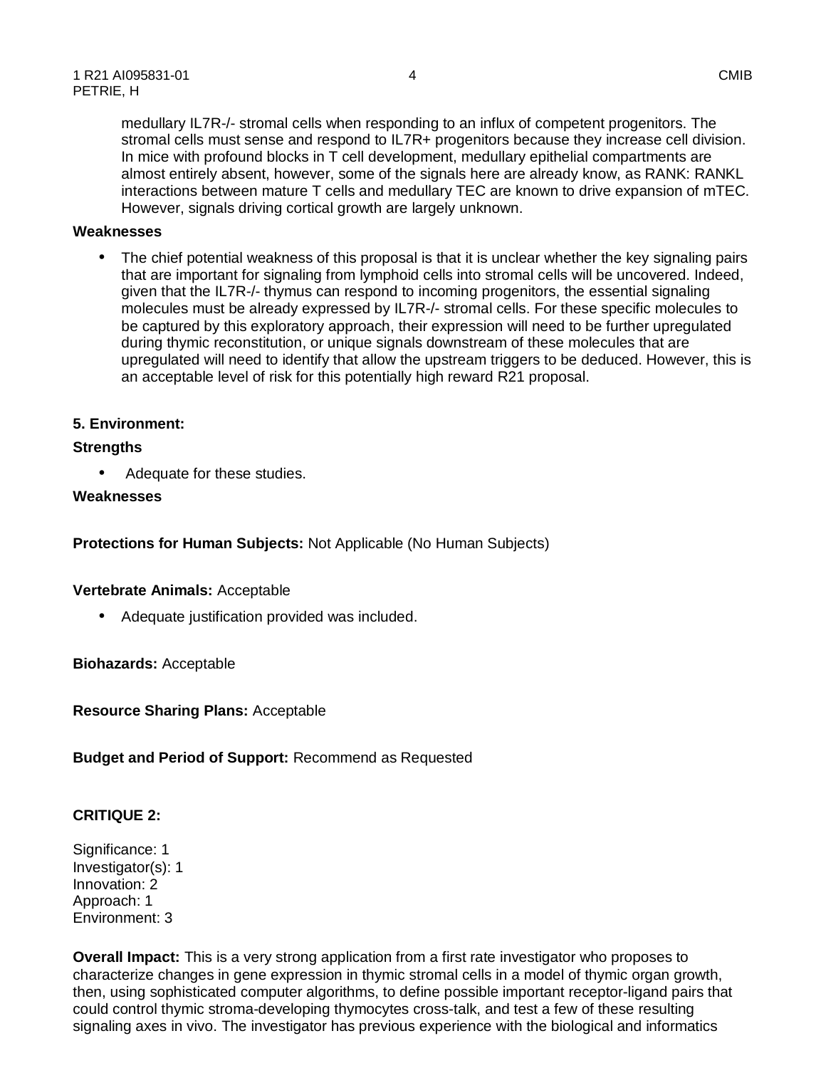medullary IL7R-/- stromal cells when responding to an influx of competent progenitors. The stromal cells must sense and respond to IL7R+ progenitors because they increase cell division. In mice with profound blocks in T cell development, medullary epithelial compartments are almost entirely absent, however, some of the signals here are already know, as RANK: RANKL interactions between mature T cells and medullary TEC are known to drive expansion of mTEC. However, signals driving cortical growth are largely unknown.

**Weaknesses**

- The chief potential weakness of this proposal is that it is unclear whether the key signaling pairs that are important for signaling from lymphoid cells into stromal cells will be uncovered. Indeed, given that the IL7R-/- thymus can respond to incoming progenitors, the essential signaling molecules must be already expressed by IL7R-/- stromal cells. For these specific molecules to be captured by this exploratory approach, their expression will need to be further upregulated during thymic reconstitution, or unique signals downstream of these molecules that are upregulated will need to identify that allow the upstream triggers to be deduced. However, this is an acceptable level of risk for this potentially high reward R21 proposal.

**5. Environment:**

**Strengths**

- Adequate for these studies.

**Weaknesses**

**Protections for Human Subjects:** Not Applicable (No Human Subjects)

**Vertebrate Animals:** Acceptable

- Adequate justification provided was included.

**Biohazards:** Acceptable

**Resource Sharing Plans:** Acceptable

**Budget and Period of Support:** Recommend as Requested

**CRITIQUE 2:**

Significance: 1
Investigator(s): 1
Innovation: 2
Approach: 1
Environment: 3

**Overall Impact:** This is a very strong application from a first rate investigator who proposes to characterize changes in gene expression in thymic stromal cells in a model of thymic organ growth, then, using sophisticated computer algorithms, to define possible important receptor-ligand pairs that could control thymic stroma-developing thymocytes cross-talk, and test a few of these resulting signaling axes in vivo. The investigator has previous experience with the biological and informatics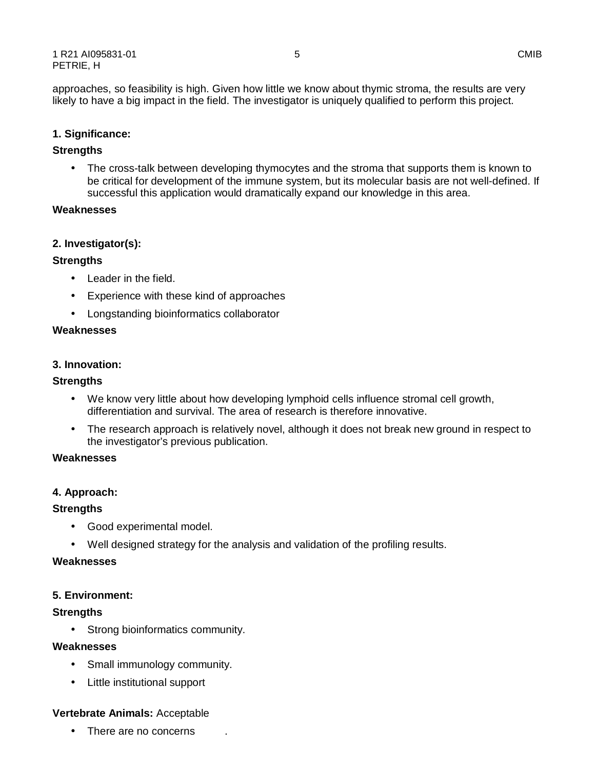approaches, so feasibility is high. Given how little we know about thymic stroma, the results are very likely to have a big impact in the field. The investigator is uniquely qualified to perform this project.

**1. Significance:**

**Strengths**

- The cross-talk between developing thymocytes and the stroma that supports them is known to be critical for development of the immune system, but its molecular basis are not well-defined. If successful this application would dramatically expand our knowledge in this area.

**Weaknesses**

**2. Investigator(s):**

**Strengths**

- Leader in the field.
- Experience with these kind of approaches
- Longstanding bioinformatics collaborator

**Weaknesses**

**3. Innovation:**

**Strengths**

- We know very little about how developing lymphoid cells influence stromal cell growth, differentiation and survival. The area of research is therefore innovative.
- The research approach is relatively novel, although it does not break new ground in respect to the investigator's previous publication.

**Weaknesses**

**4. Approach:**

**Strengths**

- Good experimental model.
- Well designed strategy for the analysis and validation of the profiling results.

**Weaknesses**

**5. Environment:**

**Strengths**

- Strong bioinformatics community.

**Weaknesses**

- Small immunology community.
- Little institutional support

**Vertebrate Animals:** Acceptable

- There are no concerns .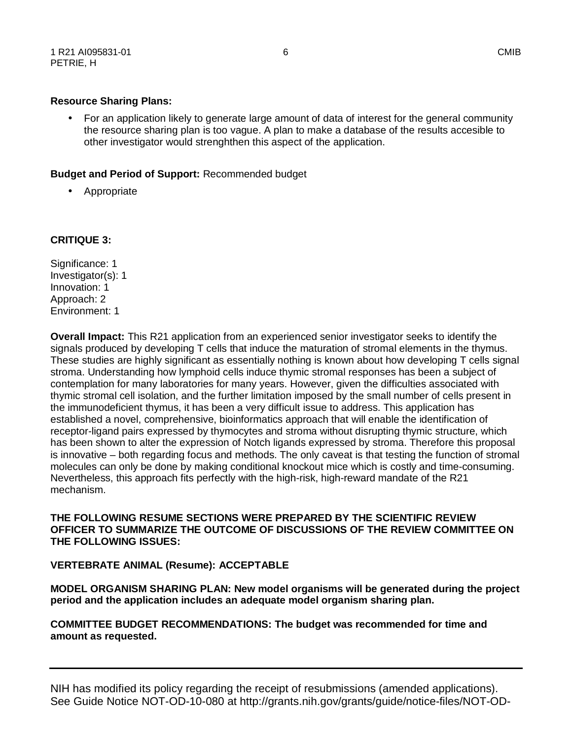**Resource Sharing Plans:**

- For an application likely to generate large amount of data of interest for the general community the resource sharing plan is too vague. A plan to make a database of the results accesible to other investigator would strenghthen this aspect of the application.

**Budget and Period of Support:** Recommended budget

- Appropriate

**CRITIQUE 3:**

Significance: 1
Investigator(s): 1
Innovation: 1
Approach: 2
Environment: 1

**Overall Impact:** This R21 application from an experienced senior investigator seeks to identify the signals produced by developing T cells that induce the maturation of stromal elements in the thymus. These studies are highly significant as essentially nothing is known about how developing T cells signal stroma. Understanding how lymphoid cells induce thymic stromal responses has been a subject of contemplation for many laboratories for many years. However, given the difficulties associated with thymic stromal cell isolation, and the further limitation imposed by the small number of cells present in the immunodeficient thymus, it has been a very difficult issue to address. This application has established a novel, comprehensive, bioinformatics approach that will enable the identification of receptor-ligand pairs expressed by thymocytes and stroma without disrupting thymic structure, which has been shown to alter the expression of Notch ligands expressed by stroma. Therefore this proposal is innovative – both regarding focus and methods. The only caveat is that testing the function of stromal molecules can only be done by making conditional knockout mice which is costly and time-consuming. Nevertheless, this approach fits perfectly with the high-risk, high-reward mandate of the R21 mechanism.

**THE FOLLOWING RESUME SECTIONS WERE PREPARED BY THE SCIENTIFIC REVIEW OFFICER TO SUMMARIZE THE OUTCOME OF DISCUSSIONS OF THE REVIEW COMMITTEE ON THE FOLLOWING ISSUES:**

**VERTEBRATE ANIMAL (Resume): ACCEPTABLE**

**MODEL ORGANISM SHARING PLAN: New model organisms will be generated during the project period and the application includes an adequate model organism sharing plan.**

**COMMITTEE BUDGET RECOMMENDATIONS: The budget was recommended for time and amount as requested.**

---

NIH has modified its policy regarding the receipt of resubmissions (amended applications). See Guide Notice NOT-OD-10-080 at http://grants.nih.gov/grants/guide/notice-files/NOT-OD-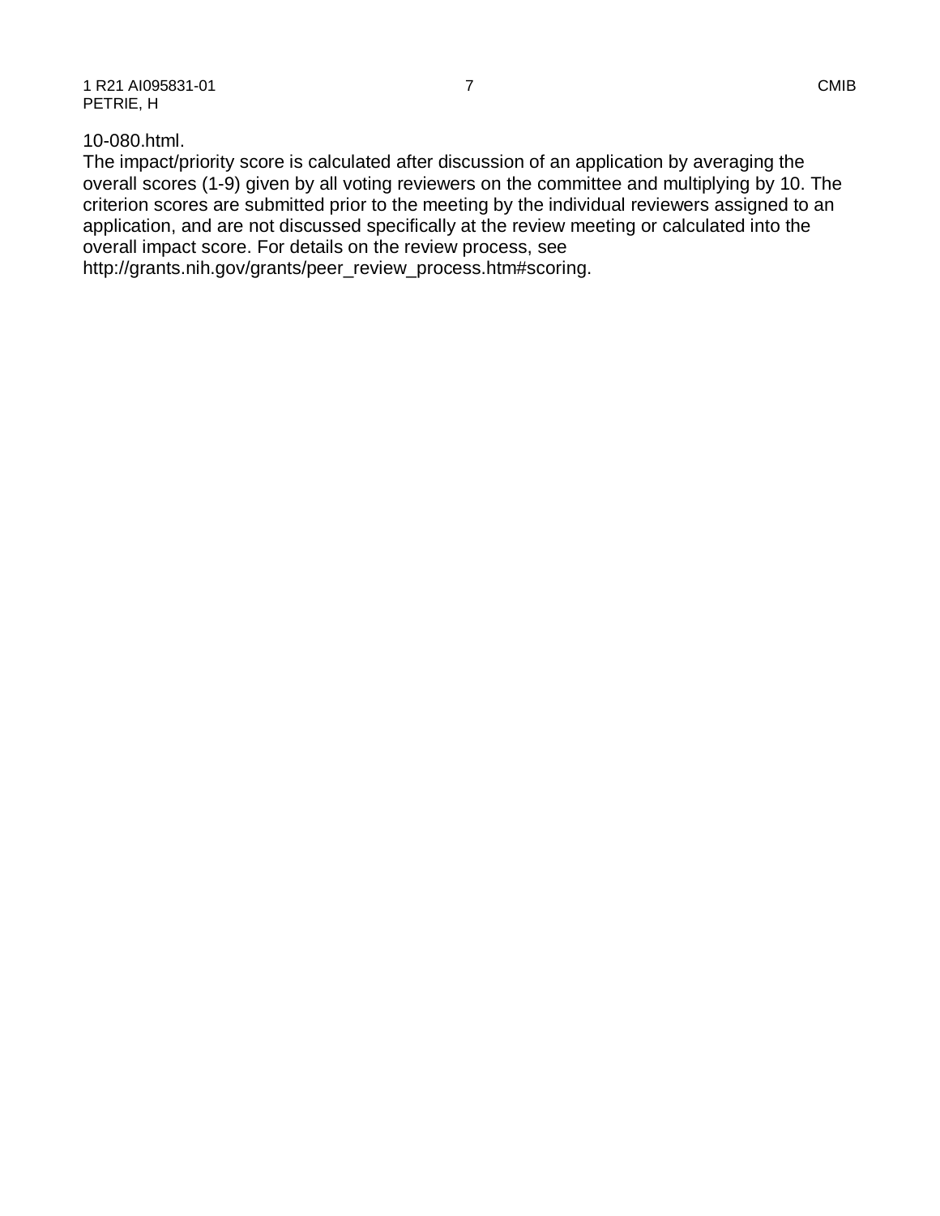10-080.html.

The impact/priority score is calculated after discussion of an application by averaging the overall scores (1-9) given by all voting reviewers on the committee and multiplying by 10. The criterion scores are submitted prior to the meeting by the individual reviewers assigned to an application, and are not discussed specifically at the review meeting or calculated into the overall impact score. For details on the review process, see http://grants.nih.gov/grants/peer_review_process.htm#scoring.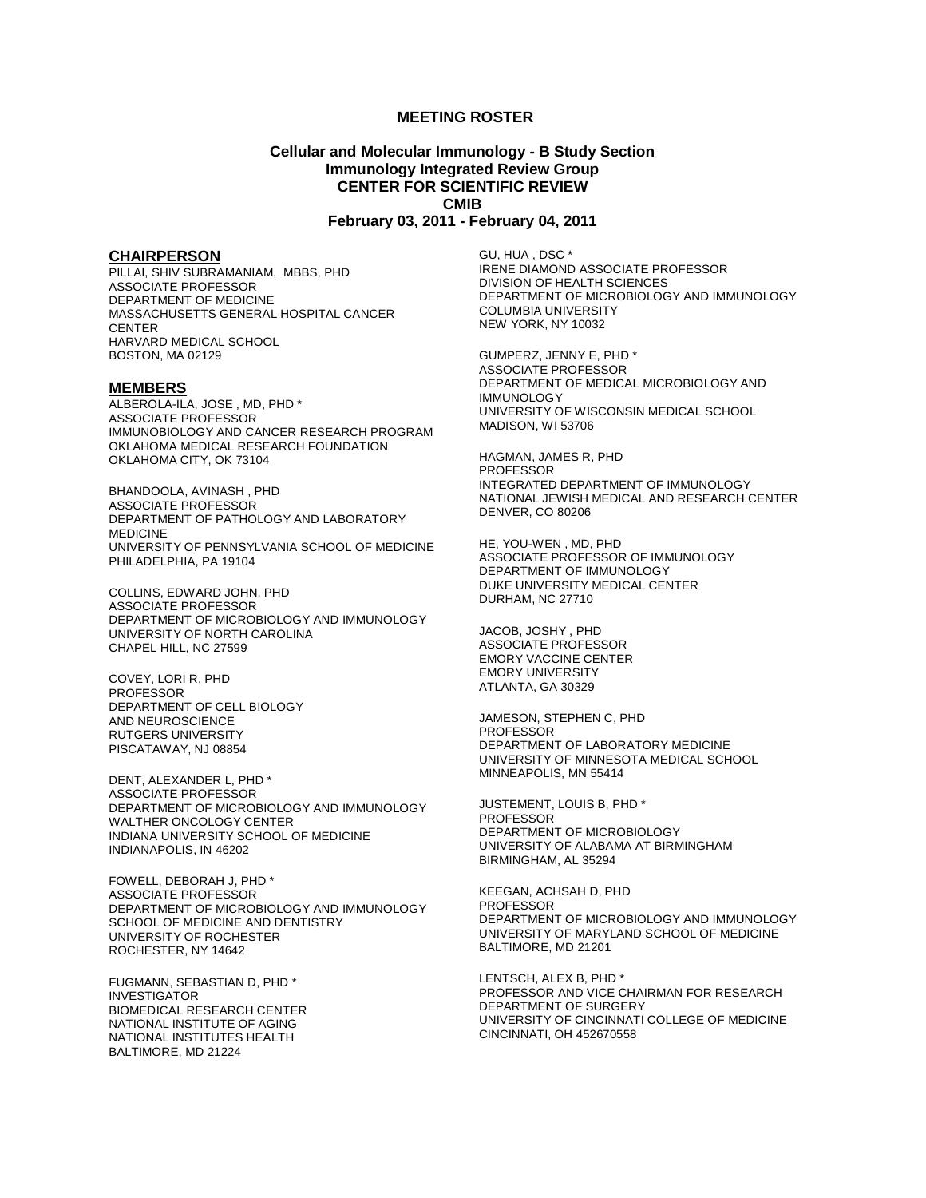**MEETING ROSTER**

**Cellular and Molecular Immunology - B Study Section**
**Immunology Integrated Review Group**
**CENTER FOR SCIENTIFIC REVIEW**
**CMIB**
**February 03, 2011 - February 04, 2011**

## CHAIRPERSON

PILLAI, SHIV SUBRAMANIAM, MBBS, PHD
ASSOCIATE PROFESSOR
DEPARTMENT OF MEDICINE
MASSACHUSETTS GENERAL HOSPITAL CANCER CENTER
HARVARD MEDICAL SCHOOL
BOSTON, MA 02129

## MEMBERS

ALBEROLA-ILA, JOSE , MD, PHD *
ASSOCIATE PROFESSOR
IMMUNOBIOLOGY AND CANCER RESEARCH PROGRAM
OKLAHOMA MEDICAL RESEARCH FOUNDATION
OKLAHOMA CITY, OK 73104

BHANDOOLA, AVINASH , PHD
ASSOCIATE PROFESSOR
DEPARTMENT OF PATHOLOGY AND LABORATORY MEDICINE
UNIVERSITY OF PENNSYLVANIA SCHOOL OF MEDICINE
PHILADELPHIA, PA 19104

COLLINS, EDWARD JOHN, PHD
ASSOCIATE PROFESSOR
DEPARTMENT OF MICROBIOLOGY AND IMMUNOLOGY
UNIVERSITY OF NORTH CAROLINA
CHAPEL HILL, NC 27599

COVEY, LORI R, PHD
PROFESSOR
DEPARTMENT OF CELL BIOLOGY AND NEUROSCIENCE
RUTGERS UNIVERSITY
PISCATAWAY, NJ 08854

DENT, ALEXANDER L, PHD *
ASSOCIATE PROFESSOR
DEPARTMENT OF MICROBIOLOGY AND IMMUNOLOGY
WALTHER ONCOLOGY CENTER
INDIANA UNIVERSITY SCHOOL OF MEDICINE
INDIANAPOLIS, IN 46202

FOWELL, DEBORAH J, PHD *
ASSOCIATE PROFESSOR
DEPARTMENT OF MICROBIOLOGY AND IMMUNOLOGY
SCHOOL OF MEDICINE AND DENTISTRY
UNIVERSITY OF ROCHESTER
ROCHESTER, NY 14642

FUGMANN, SEBASTIAN D, PHD *
INVESTIGATOR
BIOMEDICAL RESEARCH CENTER
NATIONAL INSTITUTE OF AGING
NATIONAL INSTITUTES HEALTH
BALTIMORE, MD 21224

GU, HUA , DSC *
IRENE DIAMOND ASSOCIATE PROFESSOR
DIVISION OF HEALTH SCIENCES
DEPARTMENT OF MICROBIOLOGY AND IMMUNOLOGY
COLUMBIA UNIVERSITY
NEW YORK, NY 10032

GUMPERZ, JENNY E, PHD *
ASSOCIATE PROFESSOR
DEPARTMENT OF MEDICAL MICROBIOLOGY AND IMMUNOLOGY
UNIVERSITY OF WISCONSIN MEDICAL SCHOOL
MADISON, WI 53706

HAGMAN, JAMES R, PHD
PROFESSOR
INTEGRATED DEPARTMENT OF IMMUNOLOGY
NATIONAL JEWISH MEDICAL AND RESEARCH CENTER
DENVER, CO 80206

HE, YOU-WEN , MD, PHD
ASSOCIATE PROFESSOR OF IMMUNOLOGY
DEPARTMENT OF IMMUNOLOGY
DUKE UNIVERSITY MEDICAL CENTER
DURHAM, NC 27710

JACOB, JOSHY , PHD
ASSOCIATE PROFESSOR
EMORY VACCINE CENTER
EMORY UNIVERSITY
ATLANTA, GA 30329

JAMESON, STEPHEN C, PHD
PROFESSOR
DEPARTMENT OF LABORATORY MEDICINE
UNIVERSITY OF MINNESOTA MEDICAL SCHOOL
MINNEAPOLIS, MN 55414

JUSTEMENT, LOUIS B, PHD *
PROFESSOR
DEPARTMENT OF MICROBIOLOGY
UNIVERSITY OF ALABAMA AT BIRMINGHAM
BIRMINGHAM, AL 35294

KEEGAN, ACHSAH D, PHD
PROFESSOR
DEPARTMENT OF MICROBIOLOGY AND IMMUNOLOGY
UNIVERSITY OF MARYLAND SCHOOL OF MEDICINE
BALTIMORE, MD 21201

LENTSCH, ALEX B, PHD *
PROFESSOR AND VICE CHAIRMAN FOR RESEARCH
DEPARTMENT OF SURGERY
UNIVERSITY OF CINCINNATI COLLEGE OF MEDICINE
CINCINNATI, OH 452670558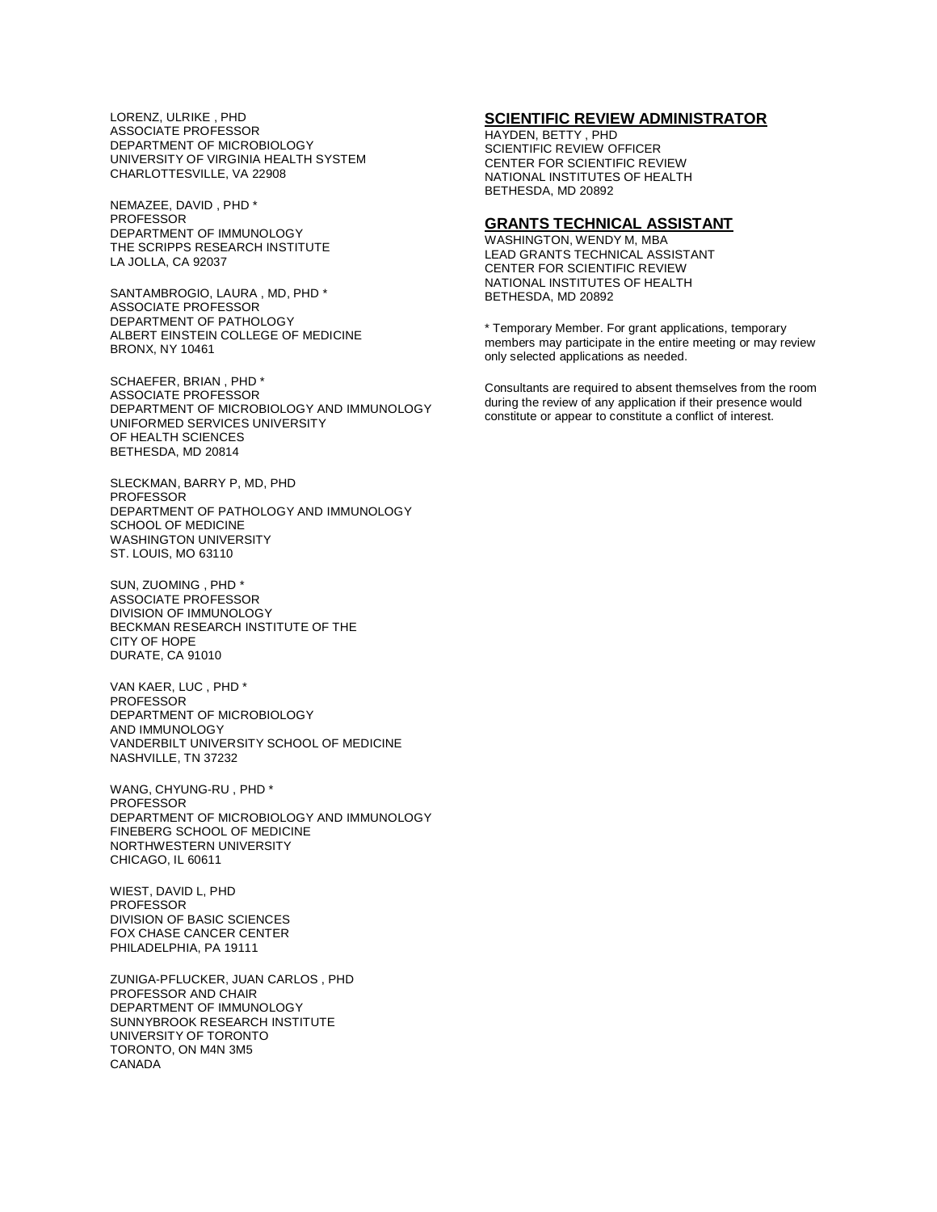LORENZ, ULRIKE , PHD
ASSOCIATE PROFESSOR
DEPARTMENT OF MICROBIOLOGY
UNIVERSITY OF VIRGINIA HEALTH SYSTEM
CHARLOTTESVILLE, VA 22908

NEMAZEE, DAVID , PHD *
PROFESSOR
DEPARTMENT OF IMMUNOLOGY
THE SCRIPPS RESEARCH INSTITUTE
LA JOLLA, CA 92037

SANTAMBROGIO, LAURA , MD, PHD *
ASSOCIATE PROFESSOR
DEPARTMENT OF PATHOLOGY
ALBERT EINSTEIN COLLEGE OF MEDICINE
BRONX, NY 10461

SCHAEFER, BRIAN , PHD *
ASSOCIATE PROFESSOR
DEPARTMENT OF MICROBIOLOGY AND IMMUNOLOGY
UNIFORMED SERVICES UNIVERSITY
OF HEALTH SCIENCES
BETHESDA, MD 20814

SLECKMAN, BARRY P, MD, PHD
PROFESSOR
DEPARTMENT OF PATHOLOGY AND IMMUNOLOGY
SCHOOL OF MEDICINE
WASHINGTON UNIVERSITY
ST. LOUIS, MO 63110

SUN, ZUOMING , PHD *
ASSOCIATE PROFESSOR
DIVISION OF IMMUNOLOGY
BECKMAN RESEARCH INSTITUTE OF THE
CITY OF HOPE
DURATE, CA 91010

VAN KAER, LUC , PHD *
PROFESSOR
DEPARTMENT OF MICROBIOLOGY
AND IMMUNOLOGY
VANDERBILT UNIVERSITY SCHOOL OF MEDICINE
NASHVILLE, TN 37232

WANG, CHYUNG-RU , PHD *
PROFESSOR
DEPARTMENT OF MICROBIOLOGY AND IMMUNOLOGY
FINEBERG SCHOOL OF MEDICINE
NORTHWESTERN UNIVERSITY
CHICAGO, IL 60611

WIEST, DAVID L, PHD
PROFESSOR
DIVISION OF BASIC SCIENCES
FOX CHASE CANCER CENTER
PHILADELPHIA, PA 19111

ZUNIGA-PFLUCKER, JUAN CARLOS , PHD
PROFESSOR AND CHAIR
DEPARTMENT OF IMMUNOLOGY
SUNNYBROOK RESEARCH INSTITUTE
UNIVERSITY OF TORONTO
TORONTO, ON M4N 3M5
CANADA

## SCIENTIFIC REVIEW ADMINISTRATOR

HAYDEN, BETTY , PHD
SCIENTIFIC REVIEW OFFICER
CENTER FOR SCIENTIFIC REVIEW
NATIONAL INSTITUTES OF HEALTH
BETHESDA, MD 20892

## GRANTS TECHNICAL ASSISTANT

WASHINGTON, WENDY M, MBA
LEAD GRANTS TECHNICAL ASSISTANT
CENTER FOR SCIENTIFIC REVIEW
NATIONAL INSTITUTES OF HEALTH
BETHESDA, MD 20892

* Temporary Member. For grant applications, temporary members may participate in the entire meeting or may review only selected applications as needed.

Consultants are required to absent themselves from the room during the review of any application if their presence would constitute or appear to constitute a conflict of interest.